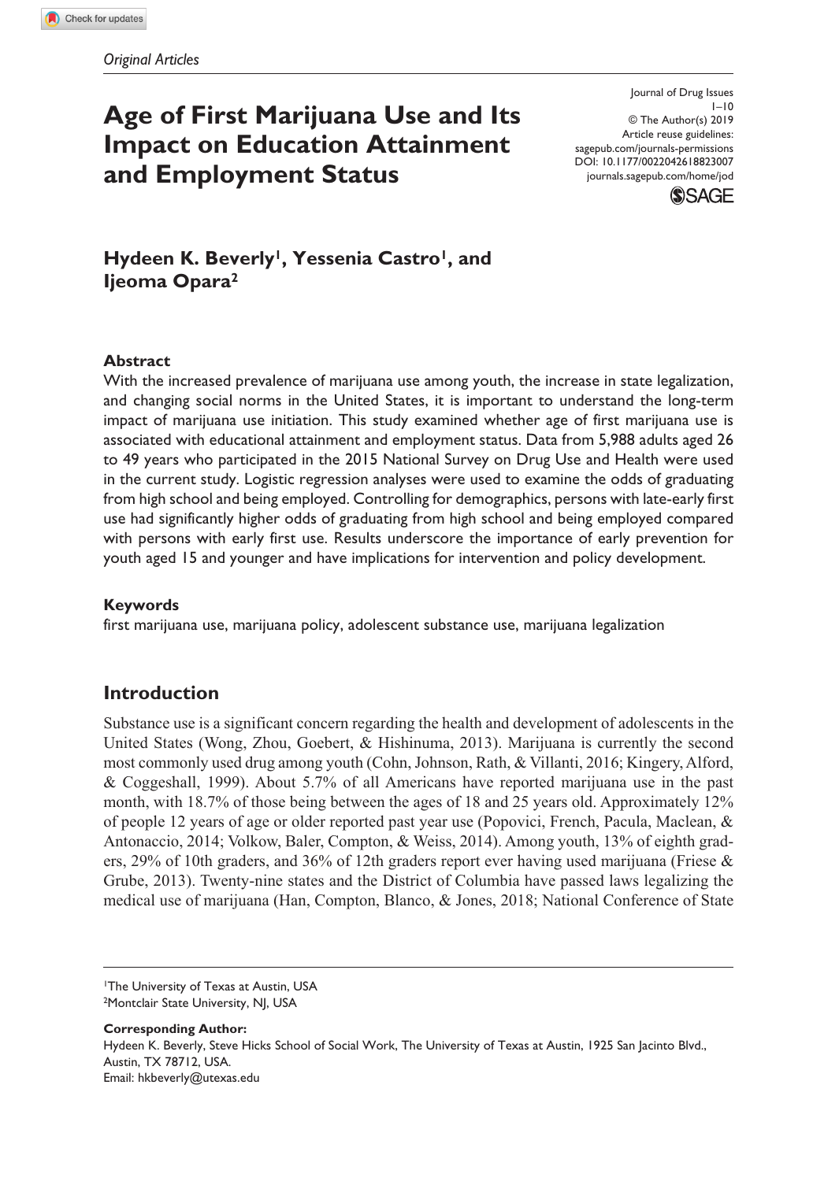*Original Articles*

# Age of First Marijuana Use and Its Impact on Education Attainment and Employment Status

Journal of Drug Issues
© The Author(s) 2019
Article reuse guidelines: sagepub.com/journals-permissions
DOI: 10.1177/0022042618823007
journals.sagepub.com/home/jod

**Hydeen K. Beverly[1], Yessenia Castro[1], and Ijeoma Opara[2]**

### Abstract

With the increased prevalence of marijuana use among youth, the increase in state legalization, and changing social norms in the United States, it is important to understand the long-term impact of marijuana use initiation. This study examined whether age of first marijuana use is associated with educational attainment and employment status. Data from 5,988 adults aged 26 to 49 years who participated in the 2015 National Survey on Drug Use and Health were used in the current study. Logistic regression analyses were used to examine the odds of graduating from high school and being employed. Controlling for demographics, persons with late-early first use had significantly higher odds of graduating from high school and being employed compared with persons with early first use. Results underscore the importance of early prevention for youth aged 15 and younger and have implications for intervention and policy development.

### Keywords

first marijuana use, marijuana policy, adolescent substance use, marijuana legalization

## Introduction

Substance use is a significant concern regarding the health and development of adolescents in the United States (Wong, Zhou, Goebert, & Hishinuma, 2013). Marijuana is currently the second most commonly used drug among youth (Cohn, Johnson, Rath, & Villanti, 2016; Kingery, Alford, & Coggeshall, 1999). About 5.7% of all Americans have reported marijuana use in the past month, with 18.7% of those being between the ages of 18 and 25 years old. Approximately 12% of people 12 years of age or older reported past year use (Popovici, French, Pacula, Maclean, & Antonaccio, 2014; Volkow, Baler, Compton, & Weiss, 2014). Among youth, 13% of eighth graders, 29% of 10th graders, and 36% of 12th graders report ever having used marijuana (Friese & Grube, 2013). Twenty-nine states and the District of Columbia have passed laws legalizing the medical use of marijuana (Han, Compton, Blanco, & Jones, 2018; National Conference of State

[1]The University of Texas at Austin, USA
[2]Montclair State University, NJ, USA

**Corresponding Author:**
Hydeen K. Beverly, Steve Hicks School of Social Work, The University of Texas at Austin, 1925 San Jacinto Blvd., Austin, TX 78712, USA.
Email: hkbeverly@utexas.edu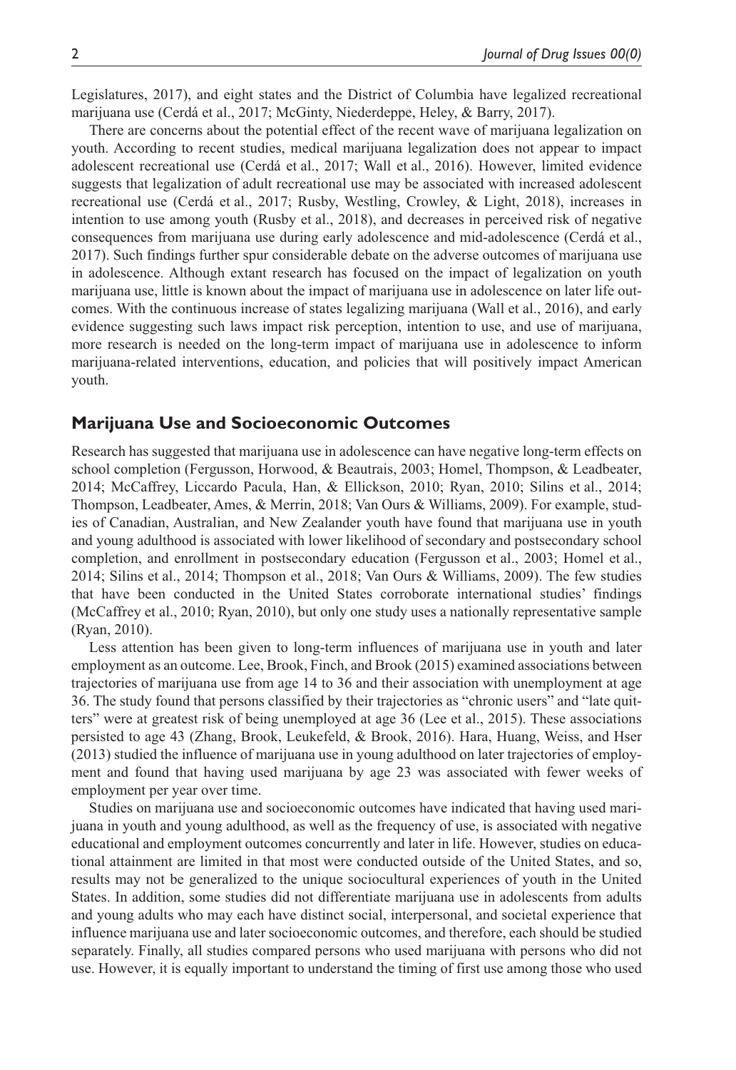Legislatures, 2017), and eight states and the District of Columbia have legalized recreational marijuana use (Cerdá et al., 2017; McGinty, Niederdeppe, Heley, & Barry, 2017).

There are concerns about the potential effect of the recent wave of marijuana legalization on youth. According to recent studies, medical marijuana legalization does not appear to impact adolescent recreational use (Cerdá et al., 2017; Wall et al., 2016). However, limited evidence suggests that legalization of adult recreational use may be associated with increased adolescent recreational use (Cerdá et al., 2017; Rusby, Westling, Crowley, & Light, 2018), increases in intention to use among youth (Rusby et al., 2018), and decreases in perceived risk of negative consequences from marijuana use during early adolescence and mid-adolescence (Cerdá et al., 2017). Such findings further spur considerable debate on the adverse outcomes of marijuana use in adolescence. Although extant research has focused on the impact of legalization on youth marijuana use, little is known about the impact of marijuana use in adolescence on later life outcomes. With the continuous increase of states legalizing marijuana (Wall et al., 2016), and early evidence suggesting such laws impact risk perception, intention to use, and use of marijuana, more research is needed on the long-term impact of marijuana use in adolescence to inform marijuana-related interventions, education, and policies that will positively impact American youth.

## Marijuana Use and Socioeconomic Outcomes

Research has suggested that marijuana use in adolescence can have negative long-term effects on school completion (Fergusson, Horwood, & Beautrais, 2003; Homel, Thompson, & Leadbeater, 2014; McCaffrey, Liccardo Pacula, Han, & Ellickson, 2010; Ryan, 2010; Silins et al., 2014; Thompson, Leadbeater, Ames, & Merrin, 2018; Van Ours & Williams, 2009). For example, studies of Canadian, Australian, and New Zealander youth have found that marijuana use in youth and young adulthood is associated with lower likelihood of secondary and postsecondary school completion, and enrollment in postsecondary education (Fergusson et al., 2003; Homel et al., 2014; Silins et al., 2014; Thompson et al., 2018; Van Ours & Williams, 2009). The few studies that have been conducted in the United States corroborate international studies' findings (McCaffrey et al., 2010; Ryan, 2010), but only one study uses a nationally representative sample (Ryan, 2010).

Less attention has been given to long-term influences of marijuana use in youth and later employment as an outcome. Lee, Brook, Finch, and Brook (2015) examined associations between trajectories of marijuana use from age 14 to 36 and their association with unemployment at age 36. The study found that persons classified by their trajectories as "chronic users" and "late quitters" were at greatest risk of being unemployed at age 36 (Lee et al., 2015). These associations persisted to age 43 (Zhang, Brook, Leukefeld, & Brook, 2016). Hara, Huang, Weiss, and Hser (2013) studied the influence of marijuana use in young adulthood on later trajectories of employment and found that having used marijuana by age 23 was associated with fewer weeks of employment per year over time.

Studies on marijuana use and socioeconomic outcomes have indicated that having used marijuana in youth and young adulthood, as well as the frequency of use, is associated with negative educational and employment outcomes concurrently and later in life. However, studies on educational attainment are limited in that most were conducted outside of the United States, and so, results may not be generalized to the unique sociocultural experiences of youth in the United States. In addition, some studies did not differentiate marijuana use in adolescents from adults and young adults who may each have distinct social, interpersonal, and societal experience that influence marijuana use and later socioeconomic outcomes, and therefore, each should be studied separately. Finally, all studies compared persons who used marijuana with persons who did not use. However, it is equally important to understand the timing of first use among those who used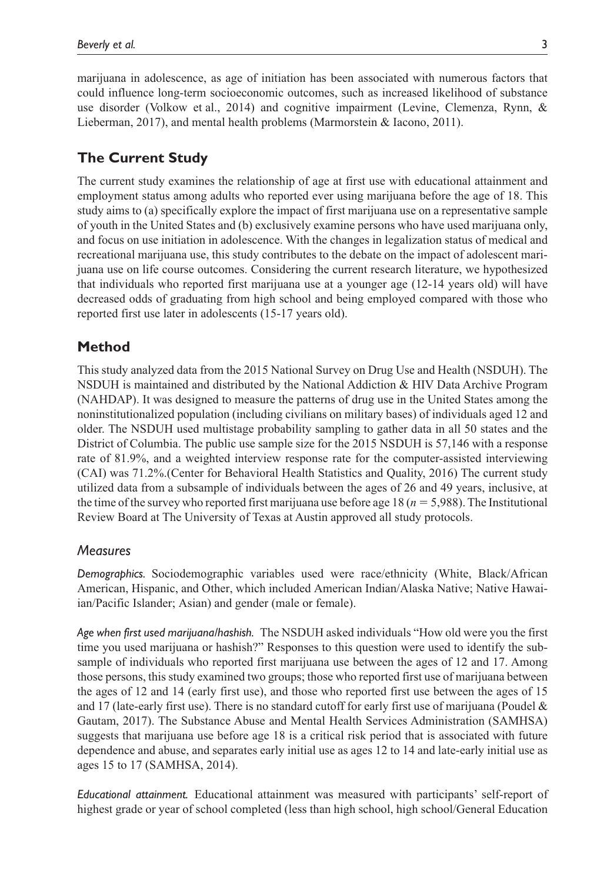marijuana in adolescence, as age of initiation has been associated with numerous factors that could influence long-term socioeconomic outcomes, such as increased likelihood of substance use disorder (Volkow et al., 2014) and cognitive impairment (Levine, Clemenza, Rynn, & Lieberman, 2017), and mental health problems (Marmorstein & Iacono, 2011).

## The Current Study

The current study examines the relationship of age at first use with educational attainment and employment status among adults who reported ever using marijuana before the age of 18. This study aims to (a) specifically explore the impact of first marijuana use on a representative sample of youth in the United States and (b) exclusively examine persons who have used marijuana only, and focus on use initiation in adolescence. With the changes in legalization status of medical and recreational marijuana use, this study contributes to the debate on the impact of adolescent marijuana use on life course outcomes. Considering the current research literature, we hypothesized that individuals who reported first marijuana use at a younger age (12-14 years old) will have decreased odds of graduating from high school and being employed compared with those who reported first use later in adolescents (15-17 years old).

## Method

This study analyzed data from the 2015 National Survey on Drug Use and Health (NSDUH). The NSDUH is maintained and distributed by the National Addiction & HIV Data Archive Program (NAHDAP). It was designed to measure the patterns of drug use in the United States among the noninstitutionalized population (including civilians on military bases) of individuals aged 12 and older. The NSDUH used multistage probability sampling to gather data in all 50 states and the District of Columbia. The public use sample size for the 2015 NSDUH is 57,146 with a response rate of 81.9%, and a weighted interview response rate for the computer-assisted interviewing (CAI) was 71.2%.(Center for Behavioral Health Statistics and Quality, 2016) The current study utilized data from a subsample of individuals between the ages of 26 and 49 years, inclusive, at the time of the survey who reported first marijuana use before age 18 ($n$ = 5,988). The Institutional Review Board at The University of Texas at Austin approved all study protocols.

### Measures

*Demographics.* Sociodemographic variables used were race/ethnicity (White, Black/African American, Hispanic, and Other, which included American Indian/Alaska Native; Native Hawaiian/Pacific Islander; Asian) and gender (male or female).

*Age when first used marijuana/hashish.* The NSDUH asked individuals "How old were you the first time you used marijuana or hashish?" Responses to this question were used to identify the subsample of individuals who reported first marijuana use between the ages of 12 and 17. Among those persons, this study examined two groups; those who reported first use of marijuana between the ages of 12 and 14 (early first use), and those who reported first use between the ages of 15 and 17 (late-early first use). There is no standard cutoff for early first use of marijuana (Poudel & Gautam, 2017). The Substance Abuse and Mental Health Services Administration (SAMHSA) suggests that marijuana use before age 18 is a critical risk period that is associated with future dependence and abuse, and separates early initial use as ages 12 to 14 and late-early initial use as ages 15 to 17 (SAMHSA, 2014).

*Educational attainment.* Educational attainment was measured with participants' self-report of highest grade or year of school completed (less than high school, high school/General Education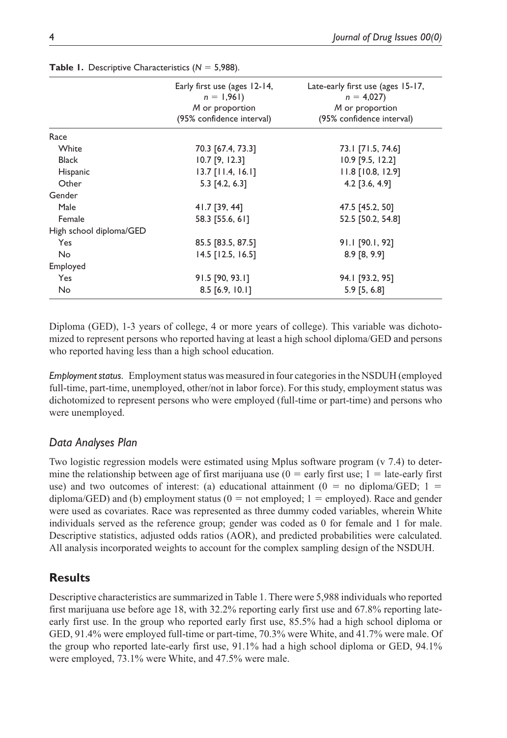**Table 1.** Descriptive Characteristics ($N = 5,988$).

| | Early first use (ages 12-14, $n = 1,961$) *M* or proportion (95% confidence interval) | Late-early first use (ages 15-17, $n = 4,027$) *M* or proportion (95% confidence interval) |
|---|---|---|
| Race | | |
| White | 70.3 [67.4, 73.3] | 73.1 [71.5, 74.6] |
| Black | 10.7 [9, 12.3] | 10.9 [9.5, 12.2] |
| Hispanic | 13.7 [11.4, 16.1] | 11.8 [10.8, 12.9] |
| Other | 5.3 [4.2, 6.3] | 4.2 [3.6, 4.9] |
| Gender | | |
| Male | 41.7 [39, 44] | 47.5 [45.2, 50] |
| Female | 58.3 [55.6, 61] | 52.5 [50.2, 54.8] |
| High school diploma/GED | | |
| Yes | 85.5 [83.5, 87.5] | 91.1 [90.1, 92] |
| No | 14.5 [12.5, 16.5] | 8.9 [8, 9.9] |
| Employed | | |
| Yes | 91.5 [90, 93.1] | 94.1 [93.2, 95] |
| No | 8.5 [6.9, 10.1] | 5.9 [5, 6.8] |

Diploma (GED), 1-3 years of college, 4 or more years of college). This variable was dichotomized to represent persons who reported having at least a high school diploma/GED and persons who reported having less than a high school education.

*Employment status.* Employment status was measured in four categories in the NSDUH (employed full-time, part-time, unemployed, other/not in labor force). For this study, employment status was dichotomized to represent persons who were employed (full-time or part-time) and persons who were unemployed.

### Data Analyses Plan

Two logistic regression models were estimated using Mplus software program (v 7.4) to determine the relationship between age of first marijuana use (0 = early first use; 1 = late-early first use) and two outcomes of interest: (a) educational attainment (0 = no diploma/GED; 1 = diploma/GED) and (b) employment status (0 = not employed; 1 = employed). Race and gender were used as covariates. Race was represented as three dummy coded variables, wherein White individuals served as the reference group; gender was coded as 0 for female and 1 for male. Descriptive statistics, adjusted odds ratios (AOR), and predicted probabilities were calculated. All analysis incorporated weights to account for the complex sampling design of the NSDUH.

## Results

Descriptive characteristics are summarized in Table 1. There were 5,988 individuals who reported first marijuana use before age 18, with 32.2% reporting early first use and 67.8% reporting late-early first use. In the group who reported early first use, 85.5% had a high school diploma or GED, 91.4% were employed full-time or part-time, 70.3% were White, and 41.7% were male. Of the group who reported late-early first use, 91.1% had a high school diploma or GED, 94.1% were employed, 73.1% were White, and 47.5% were male.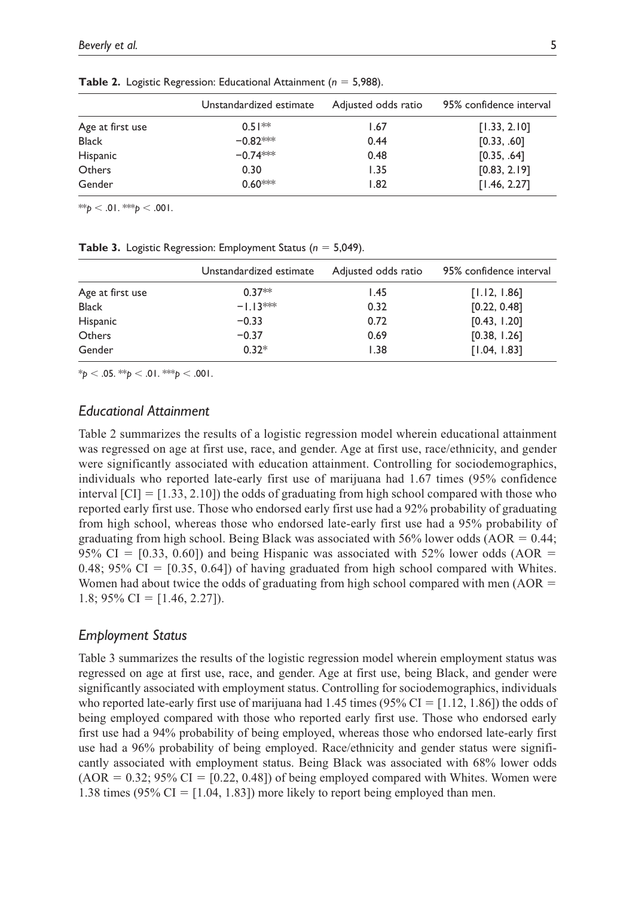**Table 2.** Logistic Regression: Educational Attainment ($n = 5{,}988$).

| | Unstandardized estimate | Adjusted odds ratio | 95% confidence interval |
|---|---|---|---|
| Age at first use | 0.51** | 1.67 | [1.33, 2.10] |
| Black | −0.82*** | 0.44 | [0.33, .60] |
| Hispanic | −0.74*** | 0.48 | [0.35, .64] |
| Others | 0.30 | 1.35 | [0.83, 2.19] |
| Gender | 0.60*** | 1.82 | [1.46, 2.27] |

** $p < .01$. *** $p < .001$.

**Table 3.** Logistic Regression: Employment Status ($n = 5{,}049$).

| | Unstandardized estimate | Adjusted odds ratio | 95% confidence interval |
|---|---|---|---|
| Age at first use | 0.37** | 1.45 | [1.12, 1.86] |
| Black | −1.13*** | 0.32 | [0.22, 0.48] |
| Hispanic | −0.33 | 0.72 | [0.43, 1.20] |
| Others | −0.37 | 0.69 | [0.38, 1.26] |
| Gender | 0.32* | 1.38 | [1.04, 1.83] |

* $p < .05$. ** $p < .01$. *** $p < .001$.

## *Educational Attainment*

Table 2 summarizes the results of a logistic regression model wherein educational attainment was regressed on age at first use, race, and gender. Age at first use, race/ethnicity, and gender were significantly associated with education attainment. Controlling for sociodemographics, individuals who reported late-early first use of marijuana had 1.67 times (95% confidence interval [CI] = [1.33, 2.10]) the odds of graduating from high school compared with those who reported early first use. Those who endorsed early first use had a 92% probability of graduating from high school, whereas those who endorsed late-early first use had a 95% probability of graduating from high school. Being Black was associated with 56% lower odds (AOR = 0.44; 95% CI = [0.33, 0.60]) and being Hispanic was associated with 52% lower odds (AOR = 0.48; 95% CI = [0.35, 0.64]) of having graduated from high school compared with Whites. Women had about twice the odds of graduating from high school compared with men (AOR = 1.8; 95% CI = [1.46, 2.27]).

## *Employment Status*

Table 3 summarizes the results of the logistic regression model wherein employment status was regressed on age at first use, race, and gender. Age at first use, being Black, and gender were significantly associated with employment status. Controlling for sociodemographics, individuals who reported late-early first use of marijuana had 1.45 times (95% CI = [1.12, 1.86]) the odds of being employed compared with those who reported early first use. Those who endorsed early first use had a 94% probability of being employed, whereas those who endorsed late-early first use had a 96% probability of being employed. Race/ethnicity and gender status were significantly associated with employment status. Being Black was associated with 68% lower odds (AOR = 0.32; 95% CI = [0.22, 0.48]) of being employed compared with Whites. Women were 1.38 times (95% CI = [1.04, 1.83]) more likely to report being employed than men.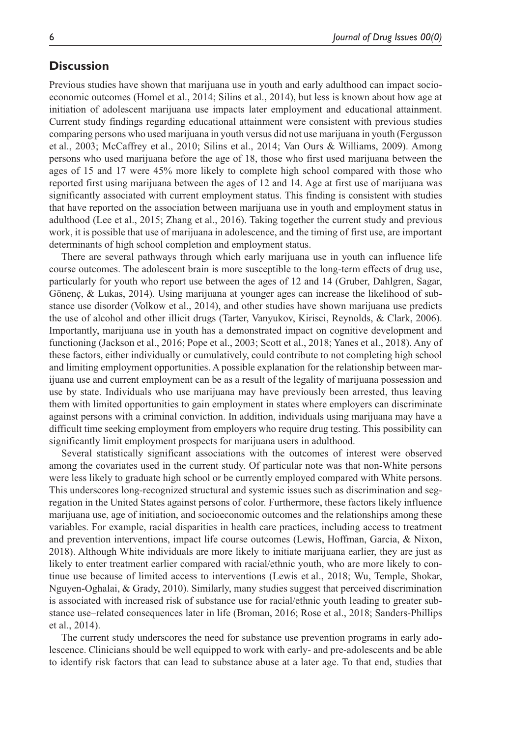## Discussion

Previous studies have shown that marijuana use in youth and early adulthood can impact socioeconomic outcomes (Homel et al., 2014; Silins et al., 2014), but less is known about how age at initiation of adolescent marijuana use impacts later employment and educational attainment. Current study findings regarding educational attainment were consistent with previous studies comparing persons who used marijuana in youth versus did not use marijuana in youth (Fergusson et al., 2003; McCaffrey et al., 2010; Silins et al., 2014; Van Ours & Williams, 2009). Among persons who used marijuana before the age of 18, those who first used marijuana between the ages of 15 and 17 were 45% more likely to complete high school compared with those who reported first using marijuana between the ages of 12 and 14. Age at first use of marijuana was significantly associated with current employment status. This finding is consistent with studies that have reported on the association between marijuana use in youth and employment status in adulthood (Lee et al., 2015; Zhang et al., 2016). Taking together the current study and previous work, it is possible that use of marijuana in adolescence, and the timing of first use, are important determinants of high school completion and employment status.

There are several pathways through which early marijuana use in youth can influence life course outcomes. The adolescent brain is more susceptible to the long-term effects of drug use, particularly for youth who report use between the ages of 12 and 14 (Gruber, Dahlgren, Sagar, Gönenç, & Lukas, 2014). Using marijuana at younger ages can increase the likelihood of substance use disorder (Volkow et al., 2014), and other studies have shown marijuana use predicts the use of alcohol and other illicit drugs (Tarter, Vanyukov, Kirisci, Reynolds, & Clark, 2006). Importantly, marijuana use in youth has a demonstrated impact on cognitive development and functioning (Jackson et al., 2016; Pope et al., 2003; Scott et al., 2018; Yanes et al., 2018). Any of these factors, either individually or cumulatively, could contribute to not completing high school and limiting employment opportunities. A possible explanation for the relationship between marijuana use and current employment can be as a result of the legality of marijuana possession and use by state. Individuals who use marijuana may have previously been arrested, thus leaving them with limited opportunities to gain employment in states where employers can discriminate against persons with a criminal conviction. In addition, individuals using marijuana may have a difficult time seeking employment from employers who require drug testing. This possibility can significantly limit employment prospects for marijuana users in adulthood.

Several statistically significant associations with the outcomes of interest were observed among the covariates used in the current study. Of particular note was that non-White persons were less likely to graduate high school or be currently employed compared with White persons. This underscores long-recognized structural and systemic issues such as discrimination and segregation in the United States against persons of color. Furthermore, these factors likely influence marijuana use, age of initiation, and socioeconomic outcomes and the relationships among these variables. For example, racial disparities in health care practices, including access to treatment and prevention interventions, impact life course outcomes (Lewis, Hoffman, Garcia, & Nixon, 2018). Although White individuals are more likely to initiate marijuana earlier, they are just as likely to enter treatment earlier compared with racial/ethnic youth, who are more likely to continue use because of limited access to interventions (Lewis et al., 2018; Wu, Temple, Shokar, Nguyen-Oghalai, & Grady, 2010). Similarly, many studies suggest that perceived discrimination is associated with increased risk of substance use for racial/ethnic youth leading to greater substance use–related consequences later in life (Broman, 2016; Rose et al., 2018; Sanders-Phillips et al., 2014).

The current study underscores the need for substance use prevention programs in early adolescence. Clinicians should be well equipped to work with early- and pre-adolescents and be able to identify risk factors that can lead to substance abuse at a later age. To that end, studies that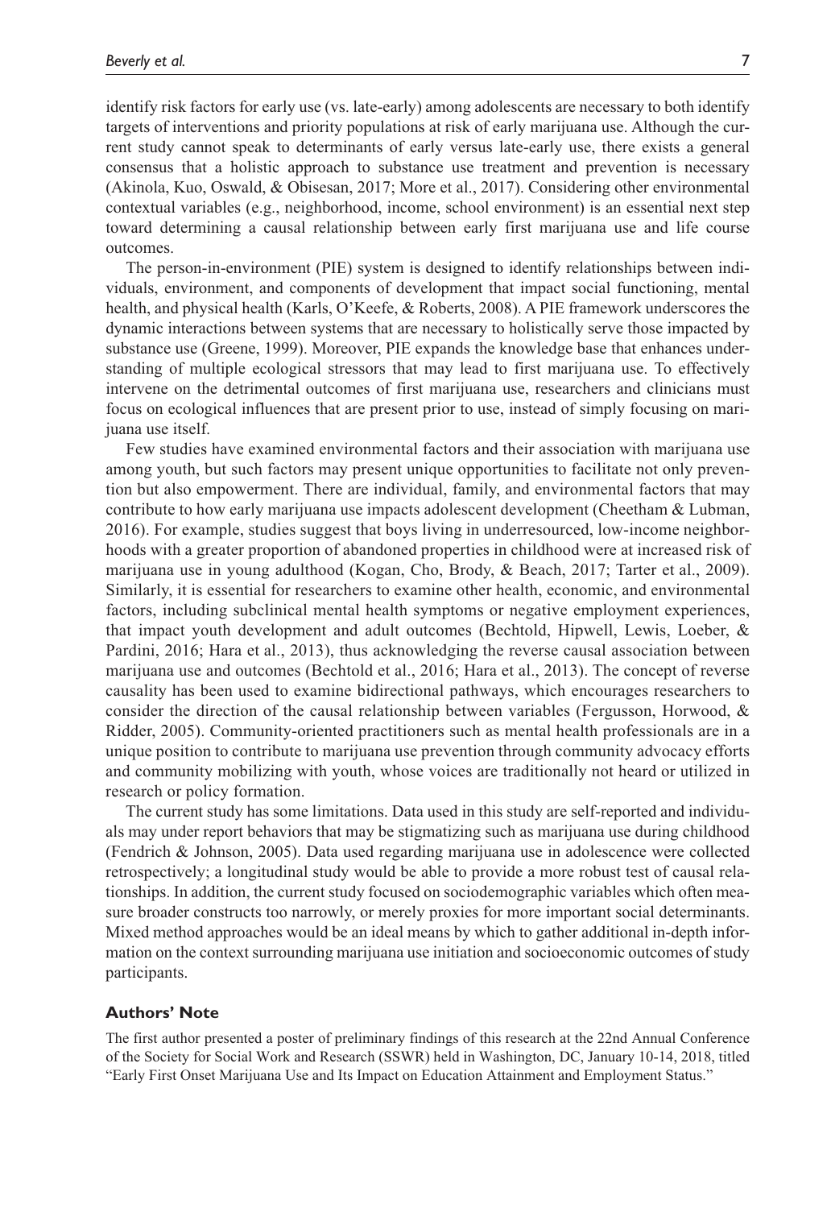identify risk factors for early use (vs. late-early) among adolescents are necessary to both identify targets of interventions and priority populations at risk of early marijuana use. Although the current study cannot speak to determinants of early versus late-early use, there exists a general consensus that a holistic approach to substance use treatment and prevention is necessary (Akinola, Kuo, Oswald, & Obisesan, 2017; More et al., 2017). Considering other environmental contextual variables (e.g., neighborhood, income, school environment) is an essential next step toward determining a causal relationship between early first marijuana use and life course outcomes.

The person-in-environment (PIE) system is designed to identify relationships between individuals, environment, and components of development that impact social functioning, mental health, and physical health (Karls, O'Keefe, & Roberts, 2008). A PIE framework underscores the dynamic interactions between systems that are necessary to holistically serve those impacted by substance use (Greene, 1999). Moreover, PIE expands the knowledge base that enhances understanding of multiple ecological stressors that may lead to first marijuana use. To effectively intervene on the detrimental outcomes of first marijuana use, researchers and clinicians must focus on ecological influences that are present prior to use, instead of simply focusing on marijuana use itself.

Few studies have examined environmental factors and their association with marijuana use among youth, but such factors may present unique opportunities to facilitate not only prevention but also empowerment. There are individual, family, and environmental factors that may contribute to how early marijuana use impacts adolescent development (Cheetham & Lubman, 2016). For example, studies suggest that boys living in underresourced, low-income neighborhoods with a greater proportion of abandoned properties in childhood were at increased risk of marijuana use in young adulthood (Kogan, Cho, Brody, & Beach, 2017; Tarter et al., 2009). Similarly, it is essential for researchers to examine other health, economic, and environmental factors, including subclinical mental health symptoms or negative employment experiences, that impact youth development and adult outcomes (Bechtold, Hipwell, Lewis, Loeber, & Pardini, 2016; Hara et al., 2013), thus acknowledging the reverse causal association between marijuana use and outcomes (Bechtold et al., 2016; Hara et al., 2013). The concept of reverse causality has been used to examine bidirectional pathways, which encourages researchers to consider the direction of the causal relationship between variables (Fergusson, Horwood, & Ridder, 2005). Community-oriented practitioners such as mental health professionals are in a unique position to contribute to marijuana use prevention through community advocacy efforts and community mobilizing with youth, whose voices are traditionally not heard or utilized in research or policy formation.

The current study has some limitations. Data used in this study are self-reported and individuals may under report behaviors that may be stigmatizing such as marijuana use during childhood (Fendrich & Johnson, 2005). Data used regarding marijuana use in adolescence were collected retrospectively; a longitudinal study would be able to provide a more robust test of causal relationships. In addition, the current study focused on sociodemographic variables which often measure broader constructs too narrowly, or merely proxies for more important social determinants. Mixed method approaches would be an ideal means by which to gather additional in-depth information on the context surrounding marijuana use initiation and socioeconomic outcomes of study participants.

## Authors' Note

The first author presented a poster of preliminary findings of this research at the 22nd Annual Conference of the Society for Social Work and Research (SSWR) held in Washington, DC, January 10-14, 2018, titled "Early First Onset Marijuana Use and Its Impact on Education Attainment and Employment Status."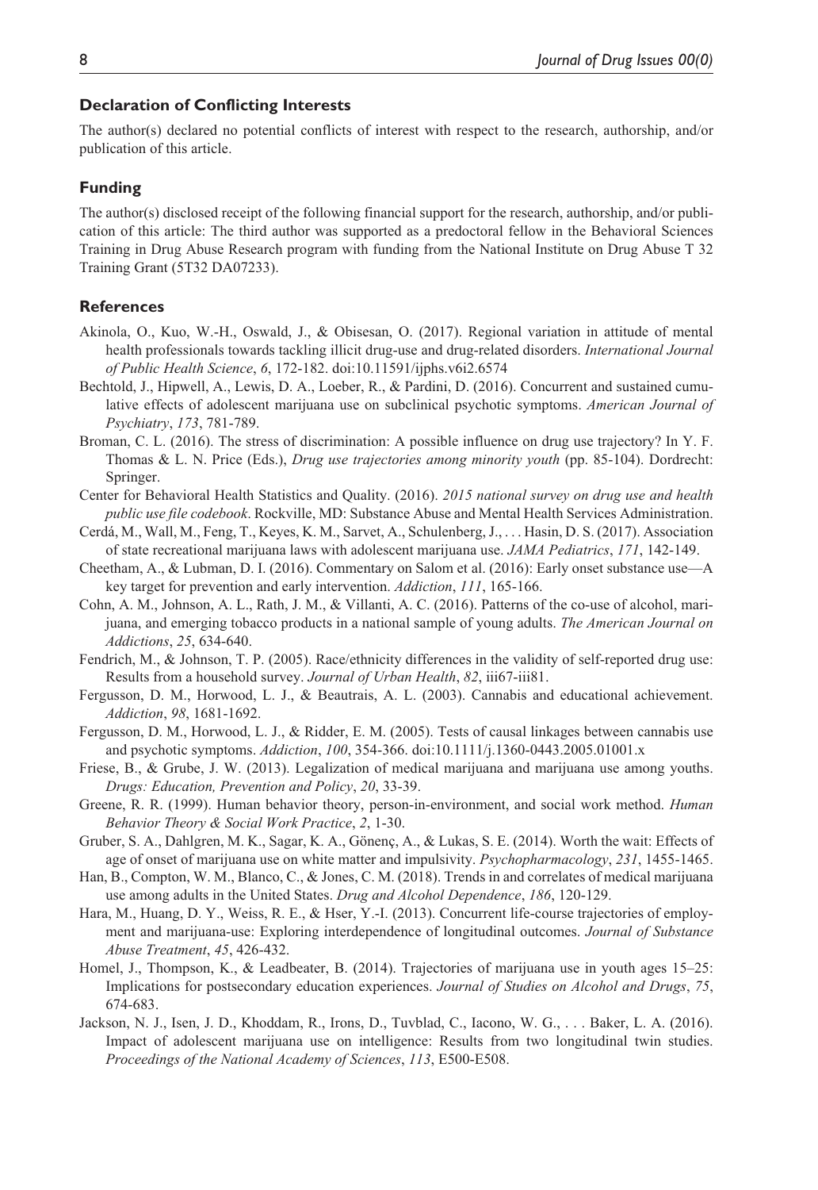## Declaration of Conflicting Interests

The author(s) declared no potential conflicts of interest with respect to the research, authorship, and/or publication of this article.

## Funding

The author(s) disclosed receipt of the following financial support for the research, authorship, and/or publication of this article: The third author was supported as a predoctoral fellow in the Behavioral Sciences Training in Drug Abuse Research program with funding from the National Institute on Drug Abuse T 32 Training Grant (5T32 DA07233).

## References

Akinola, O., Kuo, W.-H., Oswald, J., & Obisesan, O. (2017). Regional variation in attitude of mental health professionals towards tackling illicit drug-use and drug-related disorders. *International Journal of Public Health Science*, *6*, 172-182. doi:10.11591/ijphs.v6i2.6574

Bechtold, J., Hipwell, A., Lewis, D. A., Loeber, R., & Pardini, D. (2016). Concurrent and sustained cumulative effects of adolescent marijuana use on subclinical psychotic symptoms. *American Journal of Psychiatry*, *173*, 781-789.

Broman, C. L. (2016). The stress of discrimination: A possible influence on drug use trajectory? In Y. F. Thomas & L. N. Price (Eds.), *Drug use trajectories among minority youth* (pp. 85-104). Dordrecht: Springer.

Center for Behavioral Health Statistics and Quality. (2016). *2015 national survey on drug use and health public use file codebook*. Rockville, MD: Substance Abuse and Mental Health Services Administration.

Cerdá, M., Wall, M., Feng, T., Keyes, K. M., Sarvet, A., Schulenberg, J., . . . Hasin, D. S. (2017). Association of state recreational marijuana laws with adolescent marijuana use. *JAMA Pediatrics*, *171*, 142-149.

Cheetham, A., & Lubman, D. I. (2016). Commentary on Salom et al. (2016): Early onset substance use—A key target for prevention and early intervention. *Addiction*, *111*, 165-166.

Cohn, A. M., Johnson, A. L., Rath, J. M., & Villanti, A. C. (2016). Patterns of the co-use of alcohol, marijuana, and emerging tobacco products in a national sample of young adults. *The American Journal on Addictions*, *25*, 634-640.

Fendrich, M., & Johnson, T. P. (2005). Race/ethnicity differences in the validity of self-reported drug use: Results from a household survey. *Journal of Urban Health*, *82*, iii67-iii81.

Fergusson, D. M., Horwood, L. J., & Beautrais, A. L. (2003). Cannabis and educational achievement. *Addiction*, *98*, 1681-1692.

Fergusson, D. M., Horwood, L. J., & Ridder, E. M. (2005). Tests of causal linkages between cannabis use and psychotic symptoms. *Addiction*, *100*, 354-366. doi:10.1111/j.1360-0443.2005.01001.x

Friese, B., & Grube, J. W. (2013). Legalization of medical marijuana and marijuana use among youths. *Drugs: Education, Prevention and Policy*, *20*, 33-39.

Greene, R. R. (1999). Human behavior theory, person-in-environment, and social work method. *Human Behavior Theory & Social Work Practice*, *2*, 1-30.

Gruber, S. A., Dahlgren, M. K., Sagar, K. A., Gönenç, A., & Lukas, S. E. (2014). Worth the wait: Effects of age of onset of marijuana use on white matter and impulsivity. *Psychopharmacology*, *231*, 1455-1465.

Han, B., Compton, W. M., Blanco, C., & Jones, C. M. (2018). Trends in and correlates of medical marijuana use among adults in the United States. *Drug and Alcohol Dependence*, *186*, 120-129.

Hara, M., Huang, D. Y., Weiss, R. E., & Hser, Y.-I. (2013). Concurrent life-course trajectories of employment and marijuana-use: Exploring interdependence of longitudinal outcomes. *Journal of Substance Abuse Treatment*, *45*, 426-432.

Homel, J., Thompson, K., & Leadbeater, B. (2014). Trajectories of marijuana use in youth ages 15–25: Implications for postsecondary education experiences. *Journal of Studies on Alcohol and Drugs*, *75*, 674-683.

Jackson, N. J., Isen, J. D., Khoddam, R., Irons, D., Tuvblad, C., Iacono, W. G., . . . Baker, L. A. (2016). Impact of adolescent marijuana use on intelligence: Results from two longitudinal twin studies. *Proceedings of the National Academy of Sciences*, *113*, E500-E508.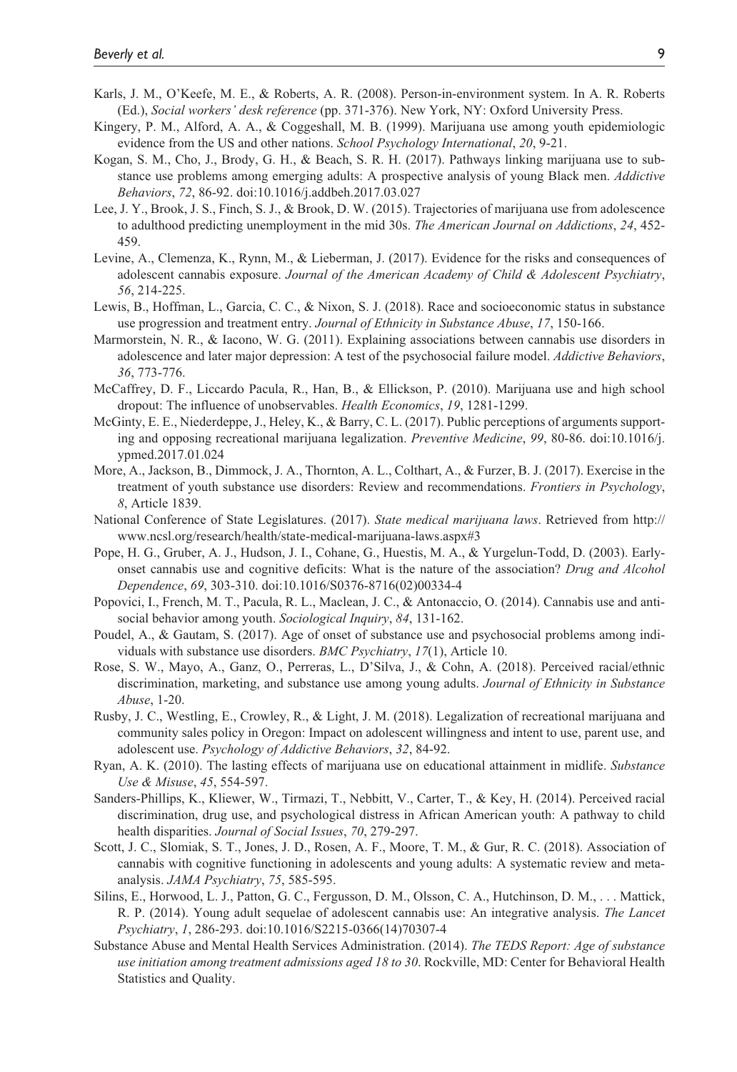Karls, J. M., O'Keefe, M. E., & Roberts, A. R. (2008). Person-in-environment system. In A. R. Roberts (Ed.), *Social workers' desk reference* (pp. 371-376). New York, NY: Oxford University Press.

Kingery, P. M., Alford, A. A., & Coggeshall, M. B. (1999). Marijuana use among youth epidemiologic evidence from the US and other nations. *School Psychology International*, *20*, 9-21.

Kogan, S. M., Cho, J., Brody, G. H., & Beach, S. R. H. (2017). Pathways linking marijuana use to substance use problems among emerging adults: A prospective analysis of young Black men. *Addictive Behaviors*, *72*, 86-92. doi:10.1016/j.addbeh.2017.03.027

Lee, J. Y., Brook, J. S., Finch, S. J., & Brook, D. W. (2015). Trajectories of marijuana use from adolescence to adulthood predicting unemployment in the mid 30s. *The American Journal on Addictions*, *24*, 452-459.

Levine, A., Clemenza, K., Rynn, M., & Lieberman, J. (2017). Evidence for the risks and consequences of adolescent cannabis exposure. *Journal of the American Academy of Child & Adolescent Psychiatry*, *56*, 214-225.

Lewis, B., Hoffman, L., Garcia, C. C., & Nixon, S. J. (2018). Race and socioeconomic status in substance use progression and treatment entry. *Journal of Ethnicity in Substance Abuse*, *17*, 150-166.

Marmorstein, N. R., & Iacono, W. G. (2011). Explaining associations between cannabis use disorders in adolescence and later major depression: A test of the psychosocial failure model. *Addictive Behaviors*, *36*, 773-776.

McCaffrey, D. F., Liccardo Pacula, R., Han, B., & Ellickson, P. (2010). Marijuana use and high school dropout: The influence of unobservables. *Health Economics*, *19*, 1281-1299.

McGinty, E. E., Niederdeppe, J., Heley, K., & Barry, C. L. (2017). Public perceptions of arguments supporting and opposing recreational marijuana legalization. *Preventive Medicine*, *99*, 80-86. doi:10.1016/j.ypmed.2017.01.024

More, A., Jackson, B., Dimmock, J. A., Thornton, A. L., Colthart, A., & Furzer, B. J. (2017). Exercise in the treatment of youth substance use disorders: Review and recommendations. *Frontiers in Psychology*, *8*, Article 1839.

National Conference of State Legislatures. (2017). *State medical marijuana laws*. Retrieved from http://www.ncsl.org/research/health/state-medical-marijuana-laws.aspx#3

Pope, H. G., Gruber, A. J., Hudson, J. I., Cohane, G., Huestis, M. A., & Yurgelun-Todd, D. (2003). Early-onset cannabis use and cognitive deficits: What is the nature of the association? *Drug and Alcohol Dependence*, *69*, 303-310. doi:10.1016/S0376-8716(02)00334-4

Popovici, I., French, M. T., Pacula, R. L., Maclean, J. C., & Antonaccio, O. (2014). Cannabis use and antisocial behavior among youth. *Sociological Inquiry*, *84*, 131-162.

Poudel, A., & Gautam, S. (2017). Age of onset of substance use and psychosocial problems among individuals with substance use disorders. *BMC Psychiatry*, *17*(1), Article 10.

Rose, S. W., Mayo, A., Ganz, O., Perreras, L., D'Silva, J., & Cohn, A. (2018). Perceived racial/ethnic discrimination, marketing, and substance use among young adults. *Journal of Ethnicity in Substance Abuse*, 1-20.

Rusby, J. C., Westling, E., Crowley, R., & Light, J. M. (2018). Legalization of recreational marijuana and community sales policy in Oregon: Impact on adolescent willingness and intent to use, parent use, and adolescent use. *Psychology of Addictive Behaviors*, *32*, 84-92.

Ryan, A. K. (2010). The lasting effects of marijuana use on educational attainment in midlife. *Substance Use & Misuse*, *45*, 554-597.

Sanders-Phillips, K., Kliewer, W., Tirmazi, T., Nebbitt, V., Carter, T., & Key, H. (2014). Perceived racial discrimination, drug use, and psychological distress in African American youth: A pathway to child health disparities. *Journal of Social Issues*, *70*, 279-297.

Scott, J. C., Slomiak, S. T., Jones, J. D., Rosen, A. F., Moore, T. M., & Gur, R. C. (2018). Association of cannabis with cognitive functioning in adolescents and young adults: A systematic review and meta-analysis. *JAMA Psychiatry*, *75*, 585-595.

Silins, E., Horwood, L. J., Patton, G. C., Fergusson, D. M., Olsson, C. A., Hutchinson, D. M., . . . Mattick, R. P. (2014). Young adult sequelae of adolescent cannabis use: An integrative analysis. *The Lancet Psychiatry*, *1*, 286-293. doi:10.1016/S2215-0366(14)70307-4

Substance Abuse and Mental Health Services Administration. (2014). *The TEDS Report: Age of substance use initiation among treatment admissions aged 18 to 30*. Rockville, MD: Center for Behavioral Health Statistics and Quality.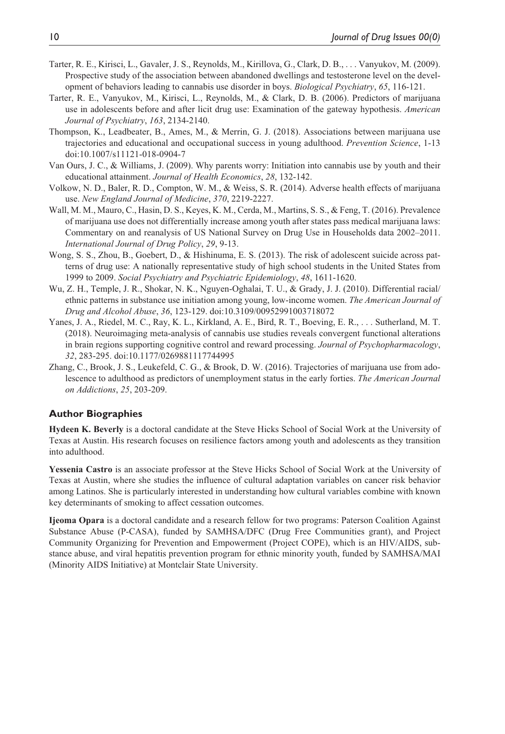Tarter, R. E., Kirisci, L., Gavaler, J. S., Reynolds, M., Kirillova, G., Clark, D. B., . . . Vanyukov, M. (2009). Prospective study of the association between abandoned dwellings and testosterone level on the development of behaviors leading to cannabis use disorder in boys. *Biological Psychiatry*, *65*, 116-121.

Tarter, R. E., Vanyukov, M., Kirisci, L., Reynolds, M., & Clark, D. B. (2006). Predictors of marijuana use in adolescents before and after licit drug use: Examination of the gateway hypothesis. *American Journal of Psychiatry*, *163*, 2134-2140.

Thompson, K., Leadbeater, B., Ames, M., & Merrin, G. J. (2018). Associations between marijuana use trajectories and educational and occupational success in young adulthood. *Prevention Science*, 1-13 doi:10.1007/s11121-018-0904-7

Van Ours, J. C., & Williams, J. (2009). Why parents worry: Initiation into cannabis use by youth and their educational attainment. *Journal of Health Economics*, *28*, 132-142.

Volkow, N. D., Baler, R. D., Compton, W. M., & Weiss, S. R. (2014). Adverse health effects of marijuana use. *New England Journal of Medicine*, *370*, 2219-2227.

Wall, M. M., Mauro, C., Hasin, D. S., Keyes, K. M., Cerda, M., Martins, S. S., & Feng, T. (2016). Prevalence of marijuana use does not differentially increase among youth after states pass medical marijuana laws: Commentary on and reanalysis of US National Survey on Drug Use in Households data 2002–2011. *International Journal of Drug Policy*, *29*, 9-13.

Wong, S. S., Zhou, B., Goebert, D., & Hishinuma, E. S. (2013). The risk of adolescent suicide across patterns of drug use: A nationally representative study of high school students in the United States from 1999 to 2009. *Social Psychiatry and Psychiatric Epidemiology*, *48*, 1611-1620.

Wu, Z. H., Temple, J. R., Shokar, N. K., Nguyen-Oghalai, T. U., & Grady, J. J. (2010). Differential racial/ethnic patterns in substance use initiation among young, low-income women. *The American Journal of Drug and Alcohol Abuse*, *36*, 123-129. doi:10.3109/00952991003718072

Yanes, J. A., Riedel, M. C., Ray, K. L., Kirkland, A. E., Bird, R. T., Boeving, E. R., . . . Sutherland, M. T. (2018). Neuroimaging meta-analysis of cannabis use studies reveals convergent functional alterations in brain regions supporting cognitive control and reward processing. *Journal of Psychopharmacology*, *32*, 283-295. doi:10.1177/0269881117744995

Zhang, C., Brook, J. S., Leukefeld, C. G., & Brook, D. W. (2016). Trajectories of marijuana use from adolescence to adulthood as predictors of unemployment status in the early forties. *The American Journal on Addictions*, *25*, 203-209.

### Author Biographies

**Hydeen K. Beverly** is a doctoral candidate at the Steve Hicks School of Social Work at the University of Texas at Austin. His research focuses on resilience factors among youth and adolescents as they transition into adulthood.

**Yessenia Castro** is an associate professor at the Steve Hicks School of Social Work at the University of Texas at Austin, where she studies the influence of cultural adaptation variables on cancer risk behavior among Latinos. She is particularly interested in understanding how cultural variables combine with known key determinants of smoking to affect cessation outcomes.

**Ijeoma Opara** is a doctoral candidate and a research fellow for two programs: Paterson Coalition Against Substance Abuse (P-CASA), funded by SAMHSA/DFC (Drug Free Communities grant), and Project Community Organizing for Prevention and Empowerment (Project COPE), which is an HIV/AIDS, substance abuse, and viral hepatitis prevention program for ethnic minority youth, funded by SAMHSA/MAI (Minority AIDS Initiative) at Montclair State University.